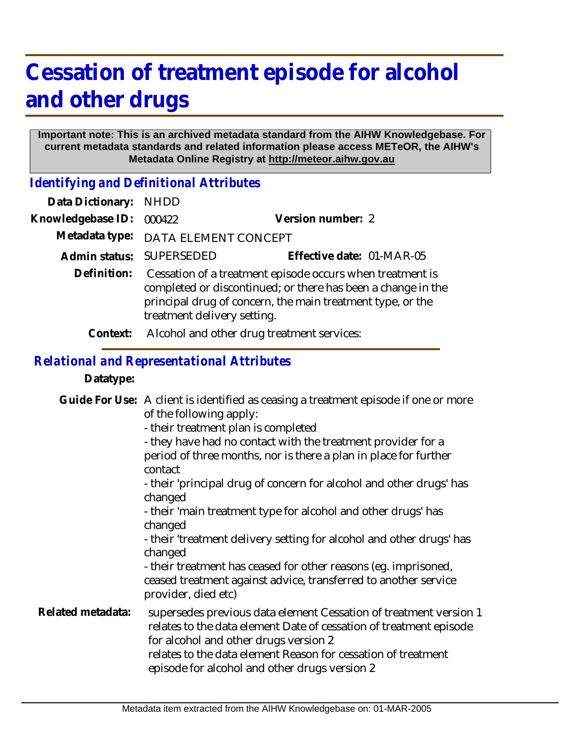# Cessation of treatment episode for alcohol and other drugs

**Important note: This is an archived metadata standard from the AIHW Knowledgebase. For current metadata standards and related information please access METeOR, the AIHW's Metadata Online Registry at http://meteor.aihw.gov.au**

## *Identifying and Definitional Attributes*

**Data Dictionary:** NHDD

**Knowledgebase ID:** 000422 **Version number:** 2

**Metadata type:** DATA ELEMENT CONCEPT

**Admin status:** SUPERSEDED **Effective date:** 01-MAR-05

**Definition:** Cessation of a treatment episode occurs when treatment is completed or discontinued; or there has been a change in the principal drug of concern, the main treatment type, or the treatment delivery setting.

**Context:** Alcohol and other drug treatment services:

## *Relational and Representational Attributes*

**Datatype:**

**Guide For Use:** A client is identified as ceasing a treatment episode if one or more of the following apply:

- their treatment plan is completed
- they have had no contact with the treatment provider for a period of three months, nor is there a plan in place for further contact
- their 'principal drug of concern for alcohol and other drugs' has changed
- their 'main treatment type for alcohol and other drugs' has changed
- their 'treatment delivery setting for alcohol and other drugs' has changed
- their treatment has ceased for other reasons (eg. imprisoned, ceased treatment against advice, transferred to another service provider, died etc)

**Related metadata:** supersedes previous data element Cessation of treatment version 1
relates to the data element Date of cessation of treatment episode for alcohol and other drugs version 2
relates to the data element Reason for cessation of treatment episode for alcohol and other drugs version 2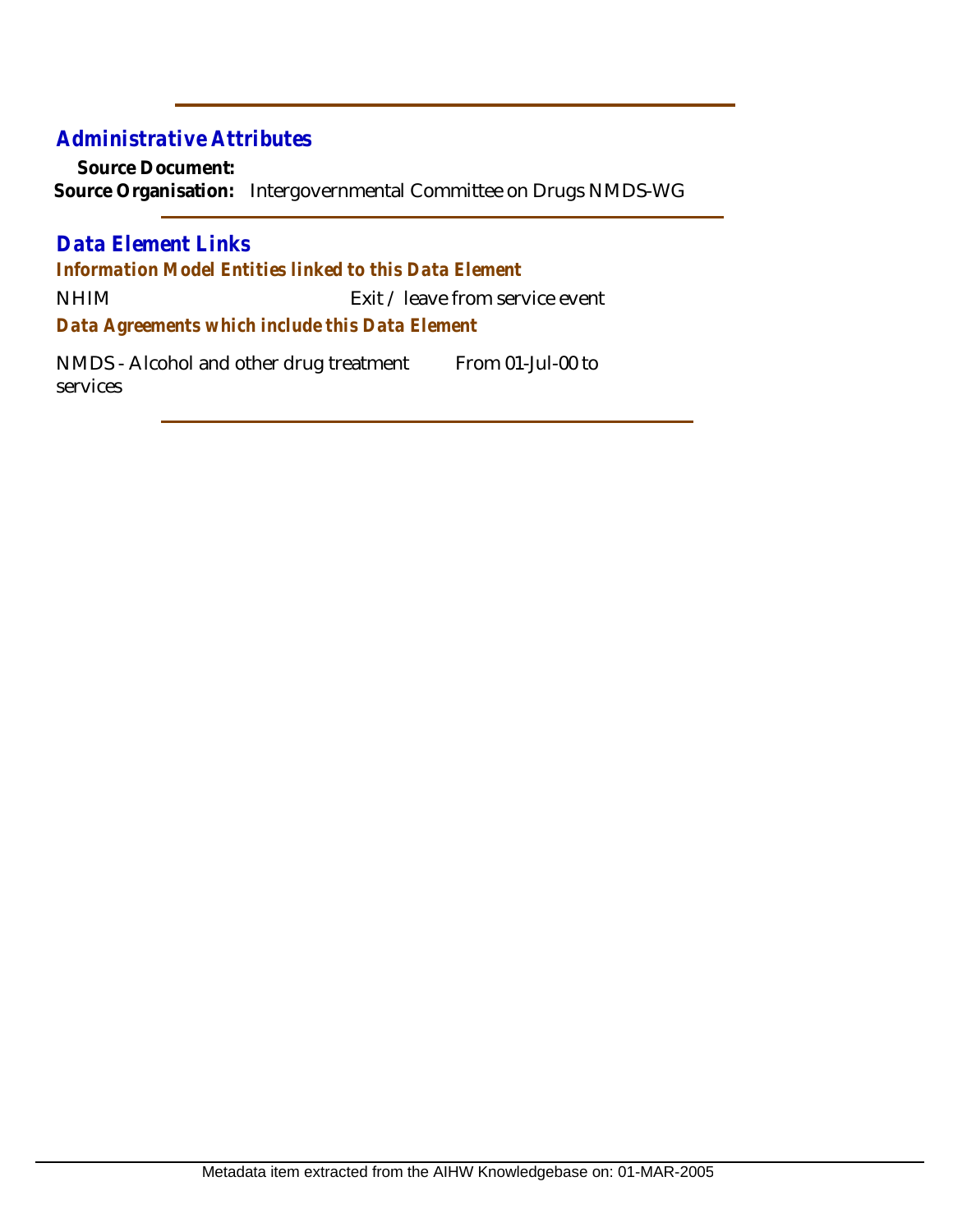## Administrative Attributes

**Source Document:**

**Source Organisation:** Intergovernmental Committee on Drugs NMDS-WG

## Data Element Links

### *Information Model Entities linked to this Data Element*

| | |
|---|---|
| NHIM | Exit / leave from service event |

### *Data Agreements which include this Data Element*

| | |
|---|---|
| NMDS - Alcohol and other drug treatment services | From 01-Jul-00 to |

Metadata item extracted from the AIHW Knowledgebase on: 01-MAR-2005